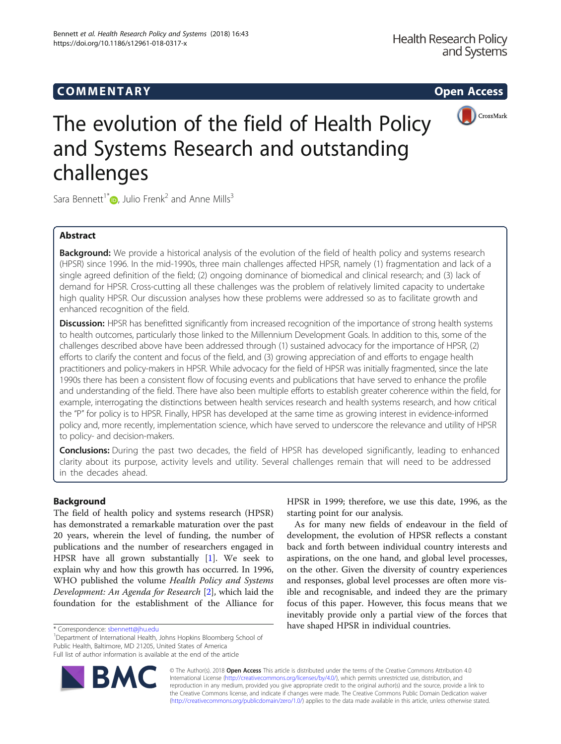COMMENTARY Open Access

# The evolution of the field of Health Policy and Systems Research and outstanding challenges

Sara Bennett[1*], Julio Frenk[2] and Anne Mills[3]

## Abstract

**Background:** We provide a historical analysis of the evolution of the field of health policy and systems research (HPSR) since 1996. In the mid-1990s, three main challenges affected HPSR, namely (1) fragmentation and lack of a single agreed definition of the field; (2) ongoing dominance of biomedical and clinical research; and (3) lack of demand for HPSR. Cross-cutting all these challenges was the problem of relatively limited capacity to undertake high quality HPSR. Our discussion analyses how these problems were addressed so as to facilitate growth and enhanced recognition of the field.

**Discussion:** HPSR has benefitted significantly from increased recognition of the importance of strong health systems to health outcomes, particularly those linked to the Millennium Development Goals. In addition to this, some of the challenges described above have been addressed through (1) sustained advocacy for the importance of HPSR, (2) efforts to clarify the content and focus of the field, and (3) growing appreciation of and efforts to engage health practitioners and policy-makers in HPSR. While advocacy for the field of HPSR was initially fragmented, since the late 1990s there has been a consistent flow of focusing events and publications that have served to enhance the profile and understanding of the field. There have also been multiple efforts to establish greater coherence within the field, for example, interrogating the distinctions between health services research and health systems research, and how critical the "P" for policy is to HPSR. Finally, HPSR has developed at the same time as growing interest in evidence-informed policy and, more recently, implementation science, which have served to underscore the relevance and utility of HPSR to policy- and decision-makers.

**Conclusions:** During the past two decades, the field of HPSR has developed significantly, leading to enhanced clarity about its purpose, activity levels and utility. Several challenges remain that will need to be addressed in the decades ahead.

## Background

The field of health policy and systems research (HPSR) has demonstrated a remarkable maturation over the past 20 years, wherein the level of funding, the number of publications and the number of researchers engaged in HPSR have all grown substantially [1]. We seek to explain why and how this growth has occurred. In 1996, WHO published the volume *Health Policy and Systems Development: An Agenda for Research* [2], which laid the foundation for the establishment of the Alliance for HPSR in 1999; therefore, we use this date, 1996, as the starting point for our analysis.

As for many new fields of endeavour in the field of development, the evolution of HPSR reflects a constant back and forth between individual country interests and aspirations, on the one hand, and global level processes, on the other. Given the diversity of country experiences and responses, global level processes are often more visible and recognisable, and indeed they are the primary focus of this paper. However, this focus means that we inevitably provide only a partial view of the forces that have shaped HPSR in individual countries.

\* Correspondence: sbennett@jhu.edu

[1]Department of International Health, Johns Hopkins Bloomberg School of Public Health, Baltimore, MD 21205, United States of America

Full list of author information is available at the end of the article

© The Author(s). 2018 **Open Access** This article is distributed under the terms of the Creative Commons Attribution 4.0 International License (http://creativecommons.org/licenses/by/4.0/), which permits unrestricted use, distribution, and reproduction in any medium, provided you give appropriate credit to the original author(s) and the source, provide a link to the Creative Commons license, and indicate if changes were made. The Creative Commons Public Domain Dedication waiver (http://creativecommons.org/publicdomain/zero/1.0/) applies to the data made available in this article, unless otherwise stated.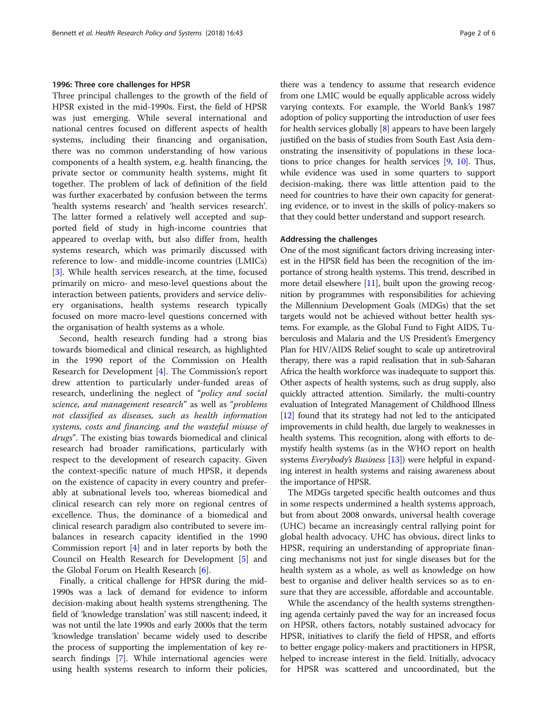## 1996: Three core challenges for HPSR

Three principal challenges to the growth of the field of HPSR existed in the mid-1990s. First, the field of HPSR was just emerging. While several international and national centres focused on different aspects of health systems, including their financing and organisation, there was no common understanding of how various components of a health system, e.g. health financing, the private sector or community health systems, might fit together. The problem of lack of definition of the field was further exacerbated by confusion between the terms 'health systems research' and 'health services research'. The latter formed a relatively well accepted and supported field of study in high-income countries that appeared to overlap with, but also differ from, health systems research, which was primarily discussed with reference to low- and middle-income countries (LMICs) [3]. While health services research, at the time, focused primarily on micro- and meso-level questions about the interaction between patients, providers and service delivery organisations, health systems research typically focused on more macro-level questions concerned with the organisation of health systems as a whole.

Second, health research funding had a strong bias towards biomedical and clinical research, as highlighted in the 1990 report of the Commission on Health Research for Development [4]. The Commission's report drew attention to particularly under-funded areas of research, underlining the neglect of "*policy and social science, and management research*" as well as "*problems not classified as diseases, such as health information systems, costs and financing, and the wasteful misuse of drugs*". The existing bias towards biomedical and clinical research had broader ramifications, particularly with respect to the development of research capacity. Given the context-specific nature of much HPSR, it depends on the existence of capacity in every country and preferably at subnational levels too, whereas biomedical and clinical research can rely more on regional centres of excellence. Thus, the dominance of a biomedical and clinical research paradigm also contributed to severe imbalances in research capacity identified in the 1990 Commission report [4] and in later reports by both the Council on Health Research for Development [5] and the Global Forum on Health Research [6].

Finally, a critical challenge for HPSR during the mid-1990s was a lack of demand for evidence to inform decision-making about health systems strengthening. The field of 'knowledge translation' was still nascent; indeed, it was not until the late 1990s and early 2000s that the term 'knowledge translation' became widely used to describe the process of supporting the implementation of key research findings [7]. While international agencies were using health systems research to inform their policies, there was a tendency to assume that research evidence from one LMIC would be equally applicable across widely varying contexts. For example, the World Bank's 1987 adoption of policy supporting the introduction of user fees for health services globally [8] appears to have been largely justified on the basis of studies from South East Asia demonstrating the insensitivity of populations in these locations to price changes for health services [9, 10]. Thus, while evidence was used in some quarters to support decision-making, there was little attention paid to the need for countries to have their own capacity for generating evidence, or to invest in the skills of policy-makers so that they could better understand and support research.

## Addressing the challenges

One of the most significant factors driving increasing interest in the HPSR field has been the recognition of the importance of strong health systems. This trend, described in more detail elsewhere [11], built upon the growing recognition by programmes with responsibilities for achieving the Millennium Development Goals (MDGs) that the set targets would not be achieved without better health systems. For example, as the Global Fund to Fight AIDS, Tuberculosis and Malaria and the US President's Emergency Plan for HIV/AIDS Relief sought to scale up antiretroviral therapy, there was a rapid realisation that in sub-Saharan Africa the health workforce was inadequate to support this. Other aspects of health systems, such as drug supply, also quickly attracted attention. Similarly, the multi-country evaluation of Integrated Management of Childhood Illness [12] found that its strategy had not led to the anticipated improvements in child health, due largely to weaknesses in health systems. This recognition, along with efforts to demystify health systems (as in the WHO report on health systems *Everybody's Business* [13]) were helpful in expanding interest in health systems and raising awareness about the importance of HPSR.

The MDGs targeted specific health outcomes and thus in some respects undermined a health systems approach, but from about 2008 onwards, universal health coverage (UHC) became an increasingly central rallying point for global health advocacy. UHC has obvious, direct links to HPSR, requiring an understanding of appropriate financing mechanisms not just for single diseases but for the health system as a whole, as well as knowledge on how best to organise and deliver health services so as to ensure that they are accessible, affordable and accountable.

While the ascendancy of the health systems strengthening agenda certainly paved the way for an increased focus on HPSR, others factors, notably sustained advocacy for HPSR, initiatives to clarify the field of HPSR, and efforts to better engage policy-makers and practitioners in HPSR, helped to increase interest in the field. Initially, advocacy for HPSR was scattered and uncoordinated, but the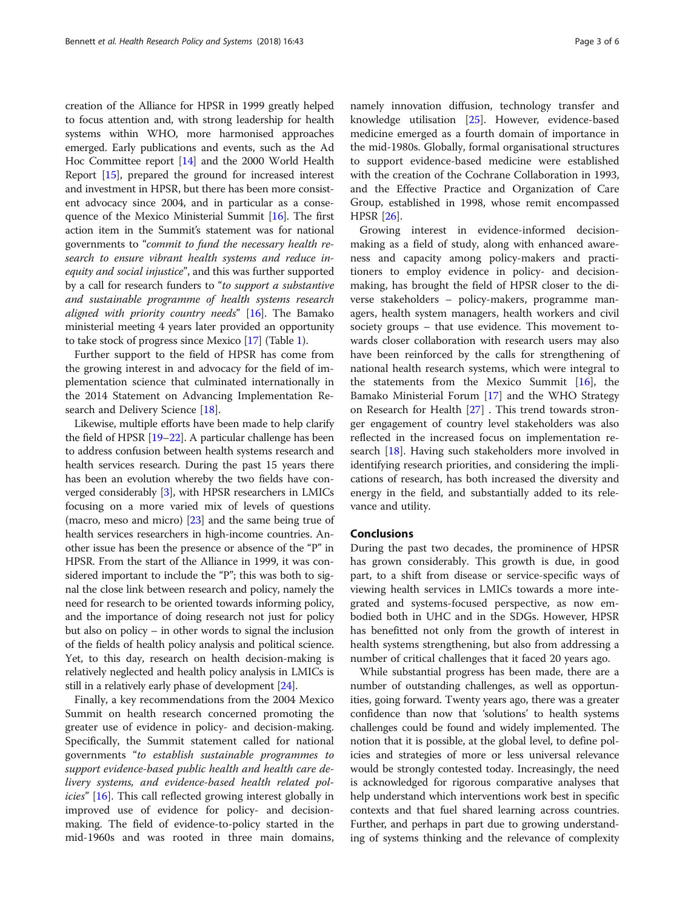creation of the Alliance for HPSR in 1999 greatly helped to focus attention and, with strong leadership for health systems within WHO, more harmonised approaches emerged. Early publications and events, such as the Ad Hoc Committee report [14] and the 2000 World Health Report [15], prepared the ground for increased interest and investment in HPSR, but there has been more consistent advocacy since 2004, and in particular as a consequence of the Mexico Ministerial Summit [16]. The first action item in the Summit's statement was for national governments to "*commit to fund the necessary health research to ensure vibrant health systems and reduce inequity and social injustice*", and this was further supported by a call for research funders to "*to support a substantive and sustainable programme of health systems research aligned with priority country needs*" [16]. The Bamako ministerial meeting 4 years later provided an opportunity to take stock of progress since Mexico [17] (Table 1).

Further support to the field of HPSR has come from the growing interest in and advocacy for the field of implementation science that culminated internationally in the 2014 Statement on Advancing Implementation Research and Delivery Science [18].

Likewise, multiple efforts have been made to help clarify the field of HPSR [19–22]. A particular challenge has been to address confusion between health systems research and health services research. During the past 15 years there has been an evolution whereby the two fields have converged considerably [3], with HPSR researchers in LMICs focusing on a more varied mix of levels of questions (macro, meso and micro) [23] and the same being true of health services researchers in high-income countries. Another issue has been the presence or absence of the "P" in HPSR. From the start of the Alliance in 1999, it was considered important to include the "P"; this was both to signal the close link between research and policy, namely the need for research to be oriented towards informing policy, and the importance of doing research not just for policy but also on policy – in other words to signal the inclusion of the fields of health policy analysis and political science. Yet, to this day, research on health decision-making is relatively neglected and health policy analysis in LMICs is still in a relatively early phase of development [24].

Finally, a key recommendations from the 2004 Mexico Summit on health research concerned promoting the greater use of evidence in policy- and decision-making. Specifically, the Summit statement called for national governments "*to establish sustainable programmes to support evidence-based public health and health care delivery systems, and evidence-based health related policies*" [16]. This call reflected growing interest globally in improved use of evidence for policy- and decision-making. The field of evidence-to-policy started in the mid-1960s and was rooted in three main domains, namely innovation diffusion, technology transfer and knowledge utilisation [25]. However, evidence-based medicine emerged as a fourth domain of importance in the mid-1980s. Globally, formal organisational structures to support evidence-based medicine were established with the creation of the Cochrane Collaboration in 1993, and the Effective Practice and Organization of Care Group, established in 1998, whose remit encompassed HPSR [26].

Growing interest in evidence-informed decision-making as a field of study, along with enhanced awareness and capacity among policy-makers and practitioners to employ evidence in policy- and decision-making, has brought the field of HPSR closer to the diverse stakeholders – policy-makers, programme managers, health system managers, health workers and civil society groups – that use evidence. This movement towards closer collaboration with research users may also have been reinforced by the calls for strengthening of national health research systems, which were integral to the statements from the Mexico Summit [16], the Bamako Ministerial Forum [17] and the WHO Strategy on Research for Health [27] . This trend towards stronger engagement of country level stakeholders was also reflected in the increased focus on implementation research [18]. Having such stakeholders more involved in identifying research priorities, and considering the implications of research, has both increased the diversity and energy in the field, and substantially added to its relevance and utility.

## Conclusions

During the past two decades, the prominence of HPSR has grown considerably. This growth is due, in good part, to a shift from disease or service-specific ways of viewing health services in LMICs towards a more integrated and systems-focused perspective, as now embodied both in UHC and in the SDGs. However, HPSR has benefitted not only from the growth of interest in health systems strengthening, but also from addressing a number of critical challenges that it faced 20 years ago.

While substantial progress has been made, there are a number of outstanding challenges, as well as opportunities, going forward. Twenty years ago, there was a greater confidence than now that 'solutions' to health systems challenges could be found and widely implemented. The notion that it is possible, at the global level, to define policies and strategies of more or less universal relevance would be strongly contested today. Increasingly, the need is acknowledged for rigorous comparative analyses that help understand which interventions work best in specific contexts and that fuel shared learning across countries. Further, and perhaps in part due to growing understanding of systems thinking and the relevance of complexity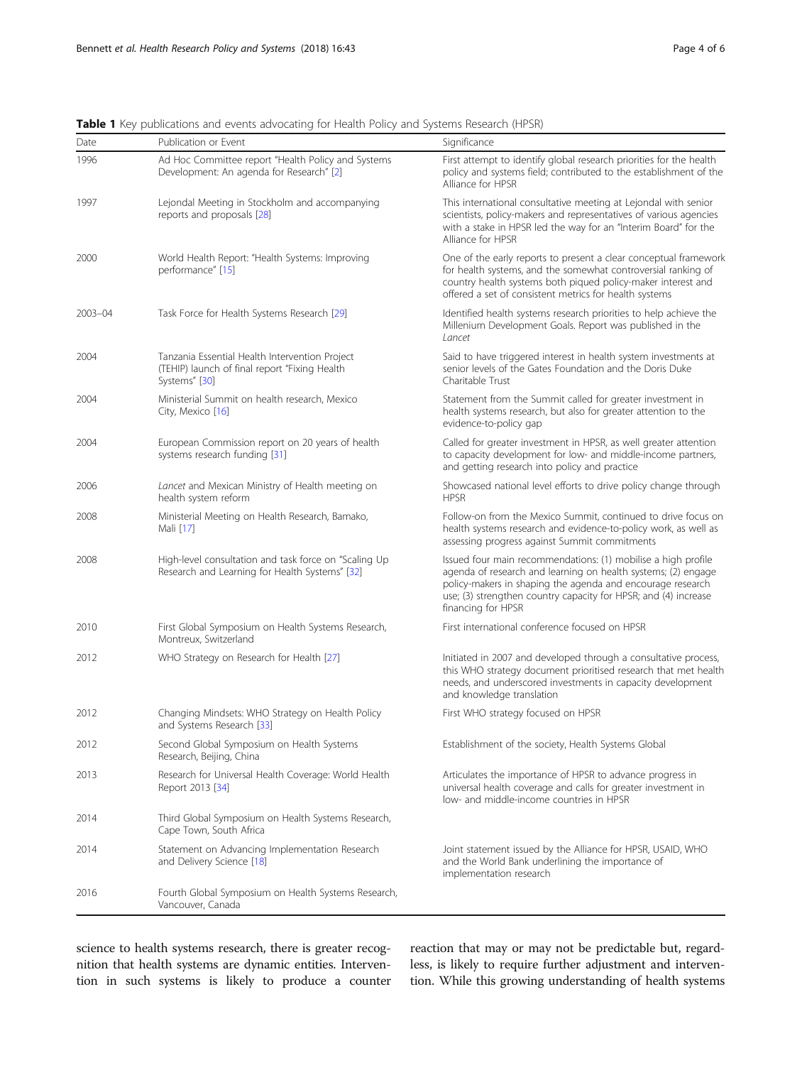**Table 1** Key publications and events advocating for Health Policy and Systems Research (HPSR)

| Date | Publication or Event | Significance |
|---|---|---|
| 1996 | Ad Hoc Committee report "Health Policy and Systems Development: An agenda for Research" [2] | First attempt to identify global research priorities for the health policy and systems field; contributed to the establishment of the Alliance for HPSR |
| 1997 | Lejondal Meeting in Stockholm and accompanying reports and proposals [28] | This international consultative meeting at Lejondal with senior scientists, policy-makers and representatives of various agencies with a stake in HPSR led the way for an "Interim Board" for the Alliance for HPSR |
| 2000 | World Health Report: "Health Systems: Improving performance" [15] | One of the early reports to present a clear conceptual framework for health systems, and the somewhat controversial ranking of country health systems both piqued policy-maker interest and offered a set of consistent metrics for health systems |
| 2003–04 | Task Force for Health Systems Research [29] | Identified health systems research priorities to help achieve the Millenium Development Goals. Report was published in the *Lancet* |
| 2004 | Tanzania Essential Health Intervention Project (TEHIP) launch of final report "Fixing Health Systems" [30] | Said to have triggered interest in health system investments at senior levels of the Gates Foundation and the Doris Duke Charitable Trust |
| 2004 | Ministerial Summit on health research, Mexico City, Mexico [16] | Statement from the Summit called for greater investment in health systems research, but also for greater attention to the evidence-to-policy gap |
| 2004 | European Commission report on 20 years of health systems research funding [31] | Called for greater investment in HPSR, as well greater attention to capacity development for low- and middle-income partners, and getting research into policy and practice |
| 2006 | *Lancet* and Mexican Ministry of Health meeting on health system reform | Showcased national level efforts to drive policy change through HPSR |
| 2008 | Ministerial Meeting on Health Research, Bamako, Mali [17] | Follow-on from the Mexico Summit, continued to drive focus on health systems research and evidence-to-policy work, as well as assessing progress against Summit commitments |
| 2008 | High-level consultation and task force on "Scaling Up Research and Learning for Health Systems" [32] | Issued four main recommendations: (1) mobilise a high profile agenda of research and learning on health systems; (2) engage policy-makers in shaping the agenda and encourage research use; (3) strengthen country capacity for HPSR; and (4) increase financing for HPSR |
| 2010 | First Global Symposium on Health Systems Research, Montreux, Switzerland | First international conference focused on HPSR |
| 2012 | WHO Strategy on Research for Health [27] | Initiated in 2007 and developed through a consultative process, this WHO strategy document prioritised research that met health needs, and underscored investments in capacity development and knowledge translation |
| 2012 | Changing Mindsets: WHO Strategy on Health Policy and Systems Research [33] | First WHO strategy focused on HPSR |
| 2012 | Second Global Symposium on Health Systems Research, Beijing, China | Establishment of the society, Health Systems Global |
| 2013 | Research for Universal Health Coverage: World Health Report 2013 [34] | Articulates the importance of HPSR to advance progress in universal health coverage and calls for greater investment in low- and middle-income countries in HPSR |
| 2014 | Third Global Symposium on Health Systems Research, Cape Town, South Africa | |
| 2014 | Statement on Advancing Implementation Research and Delivery Science [18] | Joint statement issued by the Alliance for HPSR, USAID, WHO and the World Bank underlining the importance of implementation research |
| 2016 | Fourth Global Symposium on Health Systems Research, Vancouver, Canada | |

science to health systems research, there is greater recognition that health systems are dynamic entities. Intervention in such systems is likely to produce a counter reaction that may or may not be predictable but, regardless, is likely to require further adjustment and intervention. While this growing understanding of health systems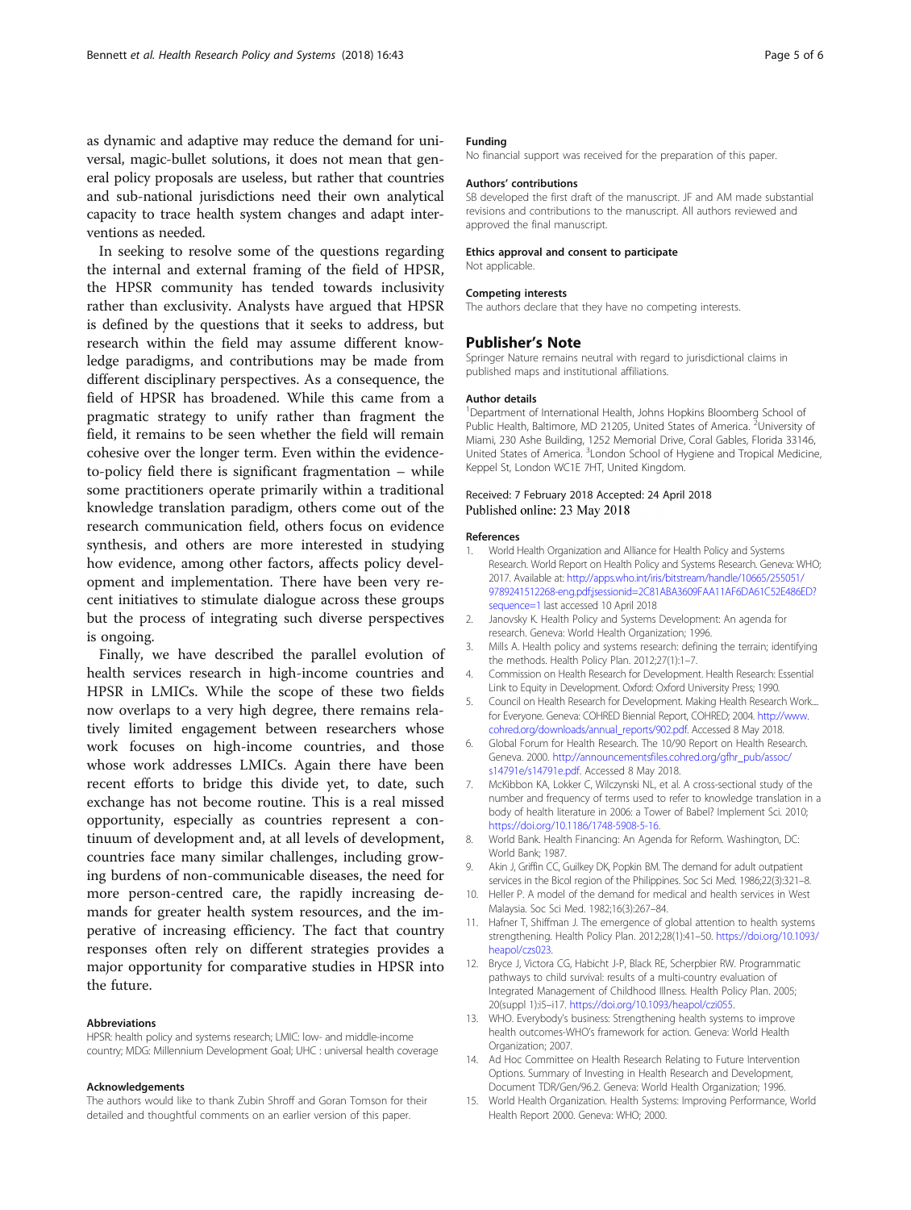as dynamic and adaptive may reduce the demand for universal, magic-bullet solutions, it does not mean that general policy proposals are useless, but rather that countries and sub-national jurisdictions need their own analytical capacity to trace health system changes and adapt interventions as needed.

In seeking to resolve some of the questions regarding the internal and external framing of the field of HPSR, the HPSR community has tended towards inclusivity rather than exclusivity. Analysts have argued that HPSR is defined by the questions that it seeks to address, but research within the field may assume different knowledge paradigms, and contributions may be made from different disciplinary perspectives. As a consequence, the field of HPSR has broadened. While this came from a pragmatic strategy to unify rather than fragment the field, it remains to be seen whether the field will remain cohesive over the longer term. Even within the evidence-to-policy field there is significant fragmentation – while some practitioners operate primarily within a traditional knowledge translation paradigm, others come out of the research communication field, others focus on evidence synthesis, and others are more interested in studying how evidence, among other factors, affects policy development and implementation. There have been very recent initiatives to stimulate dialogue across these groups but the process of integrating such diverse perspectives is ongoing.

Finally, we have described the parallel evolution of health services research in high-income countries and HPSR in LMICs. While the scope of these two fields now overlaps to a very high degree, there remains relatively limited engagement between researchers whose work focuses on high-income countries, and those whose work addresses LMICs. Again there have been recent efforts to bridge this divide yet, to date, such exchange has not become routine. This is a real missed opportunity, especially as countries represent a continuum of development and, at all levels of development, countries face many similar challenges, including growing burdens of non-communicable diseases, the need for more person-centred care, the rapidly increasing demands for greater health system resources, and the imperative of increasing efficiency. The fact that country responses often rely on different strategies provides a major opportunity for comparative studies in HPSR into the future.

#### Abbreviations
HPSR: health policy and systems research; LMIC: low- and middle-income country; MDG: Millennium Development Goal; UHC : universal health coverage

#### Acknowledgements
The authors would like to thank Zubin Shroff and Goran Tomson for their detailed and thoughtful comments on an earlier version of this paper.

#### Funding
No financial support was received for the preparation of this paper.

#### Authors' contributions
SB developed the first draft of the manuscript. JF and AM made substantial revisions and contributions to the manuscript. All authors reviewed and approved the final manuscript.

#### Ethics approval and consent to participate
Not applicable.

#### Competing interests
The authors declare that they have no competing interests.

### Publisher's Note
Springer Nature remains neutral with regard to jurisdictional claims in published maps and institutional affiliations.

#### Author details
[1]Department of International Health, Johns Hopkins Bloomberg School of Public Health, Baltimore, MD 21205, United States of America. [2]University of Miami, 230 Ashe Building, 1252 Memorial Drive, Coral Gables, Florida 33146, United States of America. [3]London School of Hygiene and Tropical Medicine, Keppel St, London WC1E 7HT, United Kingdom.

Received: 7 February 2018 Accepted: 24 April 2018
Published online: 23 May 2018

#### References
1. World Health Organization and Alliance for Health Policy and Systems Research. World Report on Health Policy and Systems Research. Geneva: WHO; 2017. Available at: http://apps.who.int/iris/bitstream/handle/10665/255051/9789241512268-eng.pdf;jsessionid=2C81ABA3609FAA11AF6DA61C52E486ED?sequence=1 last accessed 10 April 2018
2. Janovsky K. Health Policy and Systems Development: An agenda for research. Geneva: World Health Organization; 1996.
3. Mills A. Health policy and systems research: defining the terrain; identifying the methods. Health Policy Plan. 2012;27(1):1–7.
4. Commission on Health Research for Development. Health Research: Essential Link to Equity in Development. Oxford: Oxford University Press; 1990.
5. Council on Health Research for Development. Making Health Research Work... for Everyone. Geneva: COHRED Biennial Report, COHRED; 2004. http://www.cohred.org/downloads/annual_reports/902.pdf. Accessed 8 May 2018.
6. Global Forum for Health Research. The 10/90 Report on Health Research. Geneva. 2000. http://announcementsfiles.cohred.org/gfhr_pub/assoc/s14791e/s14791e.pdf. Accessed 8 May 2018.
7. McKibbon KA, Lokker C, Wilczynski NL, et al. A cross-sectional study of the number and frequency of terms used to refer to knowledge translation in a body of health literature in 2006: a Tower of Babel? Implement Sci. 2010; https://doi.org/10.1186/1748-5908-5-16.
8. World Bank. Health Financing: An Agenda for Reform. Washington, DC: World Bank; 1987.
9. Akin J, Griffin CC, Guilkey DK, Popkin BM. The demand for adult outpatient services in the Bicol region of the Philippines. Soc Sci Med. 1986;22(3):321–8.
10. Heller P. A model of the demand for medical and health services in West Malaysia. Soc Sci Med. 1982;16(3):267–84.
11. Hafner T, Shiffman J. The emergence of global attention to health systems strengthening. Health Policy Plan. 2012;28(1):41–50. https://doi.org/10.1093/heapol/czs023.
12. Bryce J, Victora CG, Habicht J-P, Black RE, Scherpbier RW. Programmatic pathways to child survival: results of a multi-country evaluation of Integrated Management of Childhood Illness. Health Policy Plan. 2005; 20(suppl 1):i5–i17. https://doi.org/10.1093/heapol/czi055.
13. WHO. Everybody's business: Strengthening health systems to improve health outcomes-WHO's framework for action. Geneva: World Health Organization; 2007.
14. Ad Hoc Committee on Health Research Relating to Future Intervention Options. Summary of Investing in Health Research and Development, Document TDR/Gen/96.2. Geneva: World Health Organization; 1996.
15. World Health Organization. Health Systems: Improving Performance, World Health Report 2000. Geneva: WHO; 2000.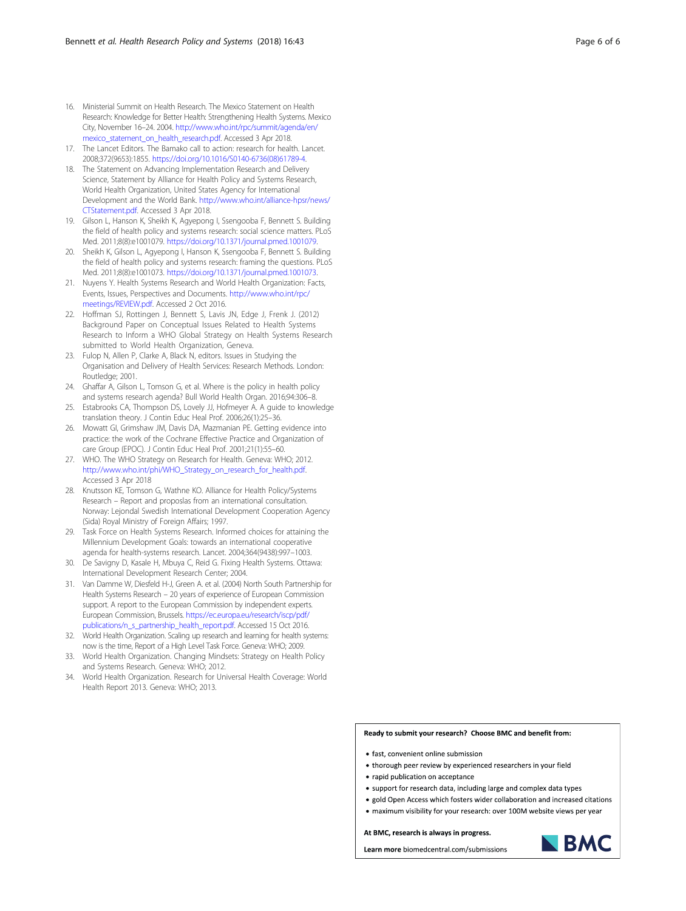16. Ministerial Summit on Health Research. The Mexico Statement on Health Research: Knowledge for Better Health: Strengthening Health Systems. Mexico City, November 16–24. 2004. http://www.who.int/rpc/summit/agenda/en/mexico_statement_on_health_research.pdf. Accessed 3 Apr 2018.
17. The Lancet Editors. The Bamako call to action: research for health. Lancet. 2008;372(9653):1855. https://doi.org/10.1016/S0140-6736(08)61789-4.
18. The Statement on Advancing Implementation Research and Delivery Science, Statement by Alliance for Health Policy and Systems Research, World Health Organization, United States Agency for International Development and the World Bank. http://www.who.int/alliance-hpsr/news/CTStatement.pdf. Accessed 3 Apr 2018.
19. Gilson L, Hanson K, Sheikh K, Agyepong I, Ssengooba F, Bennett S. Building the field of health policy and systems research: social science matters. PLoS Med. 2011;8(8):e1001079. https://doi.org/10.1371/journal.pmed.1001079.
20. Sheikh K, Gilson L, Agyepong I, Hanson K, Ssengooba F, Bennett S. Building the field of health policy and systems research: framing the questions. PLoS Med. 2011;8(8):e1001073. https://doi.org/10.1371/journal.pmed.1001073.
21. Nuyens Y. Health Systems Research and World Health Organization: Facts, Events, Issues, Perspectives and Documents. http://www.who.int/rpc/meetings/REVIEW.pdf. Accessed 2 Oct 2016.
22. Hoffman SJ, Rottingen J, Bennett S, Lavis JN, Edge J, Frenk J. (2012) Background Paper on Conceptual Issues Related to Health Systems Research to Inform a WHO Global Strategy on Health Systems Research submitted to World Health Organization, Geneva.
23. Fulop N, Allen P, Clarke A, Black N, editors. Issues in Studying the Organisation and Delivery of Health Services: Research Methods. London: Routledge; 2001.
24. Ghaffar A, Gilson L, Tomson G, et al. Where is the policy in health policy and systems research agenda? Bull World Health Organ. 2016;94:306–8.
25. Estabrooks CA, Thompson DS, Lovely JJ, Hofmeyer A. A guide to knowledge translation theory. J Contin Educ Heal Prof. 2006;26(1):25–36.
26. Mowatt GI, Grimshaw JM, Davis DA, Mazmanian PE. Getting evidence into practice: the work of the Cochrane Effective Practice and Organization of care Group (EPOC). J Contin Educ Heal Prof. 2001;21(1):55–60.
27. WHO. The WHO Strategy on Research for Health. Geneva: WHO; 2012. http://www.who.int/phi/WHO_Strategy_on_research_for_health.pdf. Accessed 3 Apr 2018
28. Knutsson KE, Tomson G, Wathne KO. Alliance for Health Policy/Systems Research – Report and proposlas from an international consultation. Norway: Lejondal Swedish International Development Cooperation Agency (Sida) Royal Ministry of Foreign Affairs; 1997.
29. Task Force on Health Systems Research. Informed choices for attaining the Millennium Development Goals: towards an international cooperative agenda for health-systems research. Lancet. 2004;364(9438):997–1003.
30. De Savigny D, Kasale H, Mbuya C, Reid G. Fixing Health Systems. Ottawa: International Development Research Center; 2004.
31. Van Damme W, Diesfeld H-J, Green A. et al. (2004) North South Partnership for Health Systems Research – 20 years of experience of European Commission support. A report to the European Commission by independent experts. European Commission, Brussels. https://ec.europa.eu/research/iscp/pdf/publications/n_s_partnership_health_report.pdf. Accessed 15 Oct 2016.
32. World Health Organization. Scaling up research and learning for health systems: now is the time, Report of a High Level Task Force. Geneva: WHO; 2009.
33. World Health Organization. Changing Mindsets: Strategy on Health Policy and Systems Research. Geneva: WHO; 2012.
34. World Health Organization. Research for Universal Health Coverage: World Health Report 2013. Geneva: WHO; 2013.